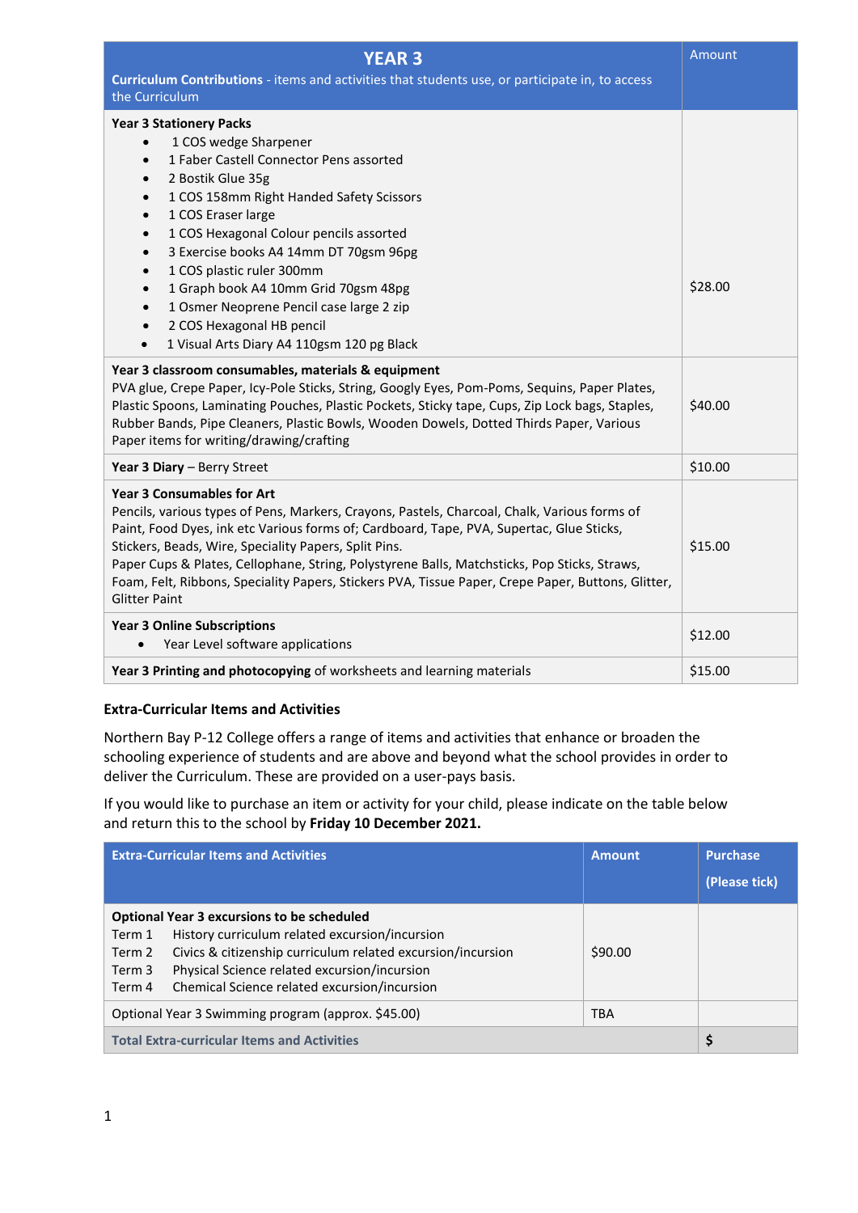| **YEAR 3**<br>**Curriculum Contributions** - items and activities that students use, or participate in, to access the Curriculum | Amount |
|---|---|
| **Year 3 Stationery Packs**<br>• 1 COS wedge Sharpener<br>• 1 Faber Castell Connector Pens assorted<br>• 2 Bostik Glue 35g<br>• 1 COS 158mm Right Handed Safety Scissors<br>• 1 COS Eraser large<br>• 1 COS Hexagonal Colour pencils assorted<br>• 3 Exercise books A4 14mm DT 70gsm 96pg<br>• 1 COS plastic ruler 300mm<br>• 1 Graph book A4 10mm Grid 70gsm 48pg<br>• 1 Osmer Neoprene Pencil case large 2 zip<br>• 2 COS Hexagonal HB pencil<br>• 1 Visual Arts Diary A4 110gsm 120 pg Black | $28.00 |
| **Year 3 classroom consumables, materials & equipment**<br>PVA glue, Crepe Paper, Icy-Pole Sticks, String, Googly Eyes, Pom-Poms, Sequins, Paper Plates, Plastic Spoons, Laminating Pouches, Plastic Pockets, Sticky tape, Cups, Zip Lock bags, Staples, Rubber Bands, Pipe Cleaners, Plastic Bowls, Wooden Dowels, Dotted Thirds Paper, Various Paper items for writing/drawing/crafting | $40.00 |
| **Year 3 Diary** – Berry Street | $10.00 |
| **Year 3 Consumables for Art**<br>Pencils, various types of Pens, Markers, Crayons, Pastels, Charcoal, Chalk, Various forms of Paint, Food Dyes, ink etc Various forms of; Cardboard, Tape, PVA, Supertac, Glue Sticks, Stickers, Beads, Wire, Speciality Papers, Split Pins.<br>Paper Cups & Plates, Cellophane, String, Polystyrene Balls, Matchsticks, Pop Sticks, Straws, Foam, Felt, Ribbons, Speciality Papers, Stickers PVA, Tissue Paper, Crepe Paper, Buttons, Glitter, Glitter Paint | $15.00 |
| **Year 3 Online Subscriptions**<br>• Year Level software applications | $12.00 |
| **Year 3 Printing and photocopying** of worksheets and learning materials | $15.00 |

**Extra-Curricular Items and Activities**

Northern Bay P-12 College offers a range of items and activities that enhance or broaden the schooling experience of students and are above and beyond what the school provides in order to deliver the Curriculum. These are provided on a user-pays basis.

If you would like to purchase an item or activity for your child, please indicate on the table below and return this to the school by **Friday 10 December 2021.**

| **Extra-Curricular Items and Activities** | **Amount** | **Purchase (Please tick)** |
|---|---|---|
| **Optional Year 3 excursions to be scheduled**<br>Term 1 History curriculum related excursion/incursion<br>Term 2 Civics & citizenship curriculum related excursion/incursion<br>Term 3 Physical Science related excursion/incursion<br>Term 4 Chemical Science related excursion/incursion | $90.00 | |
| Optional Year 3 Swimming program (approx. $45.00) | TBA | |
| **Total Extra-curricular Items and Activities** | | $ |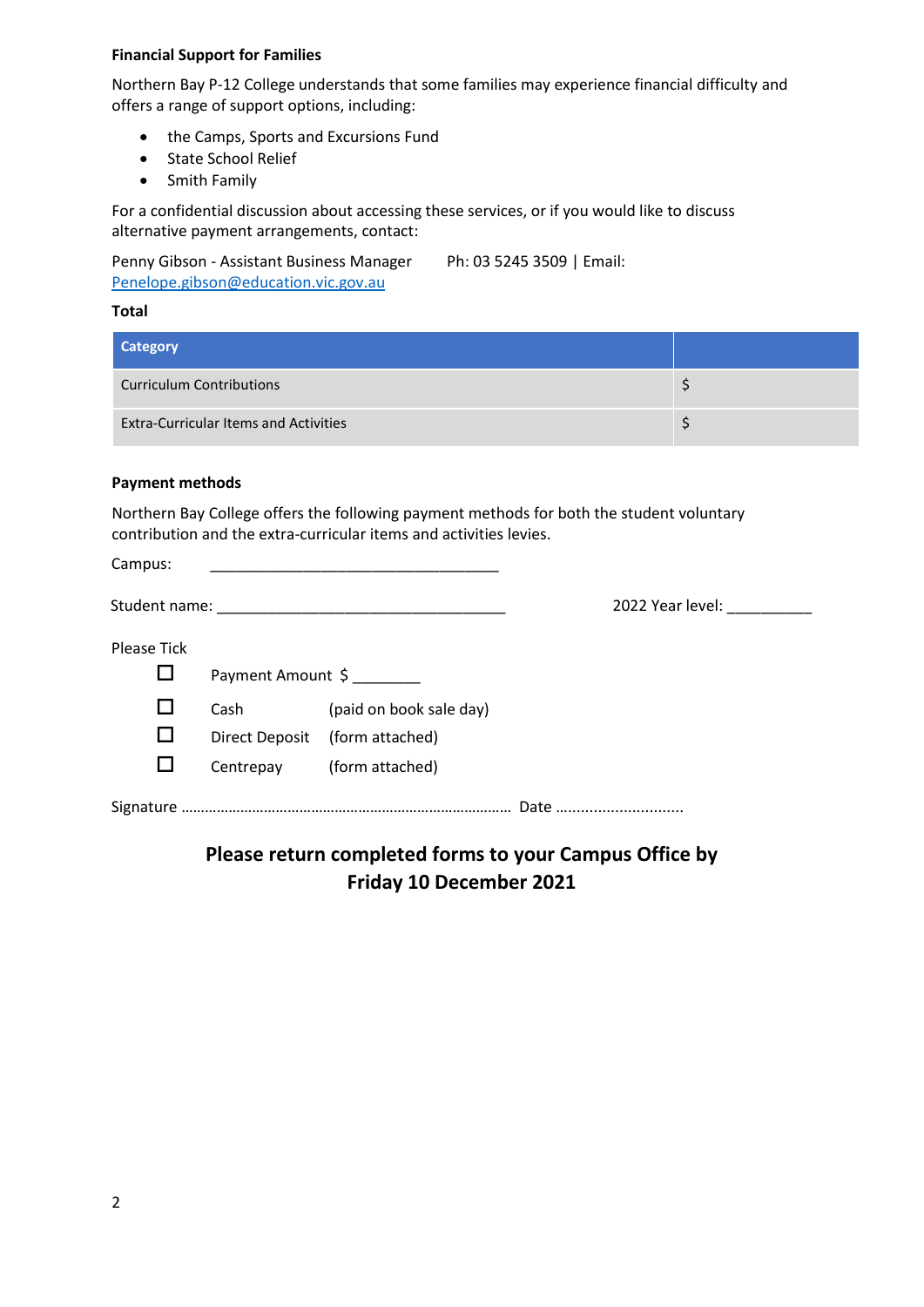**Financial Support for Families**

Northern Bay P-12 College understands that some families may experience financial difficulty and offers a range of support options, including:

- the Camps, Sports and Excursions Fund
- State School Relief
- Smith Family

For a confidential discussion about accessing these services, or if you would like to discuss alternative payment arrangements, contact:

Penny Gibson - Assistant Business Manager    Ph: 03 5245 3509 | Email: Penelope.gibson@education.vic.gov.au

**Total**

| Category | |
|---|---|
| Curriculum Contributions | $ |
| Extra-Curricular Items and Activities | $ |

**Payment methods**

Northern Bay College offers the following payment methods for both the student voluntary contribution and the extra-curricular items and activities levies.

Campus: ___________________________________

Student name: ___________________________________    2022 Year level: __________

Please Tick

- ☐ Payment Amount $ ________
- ☐ Cash (paid on book sale day)
- ☐ Direct Deposit (form attached)
- ☐ Centrepay (form attached)

Signature ………………………………………………………………………… Date ..............................

**Please return completed forms to your Campus Office by Friday 10 December 2021**